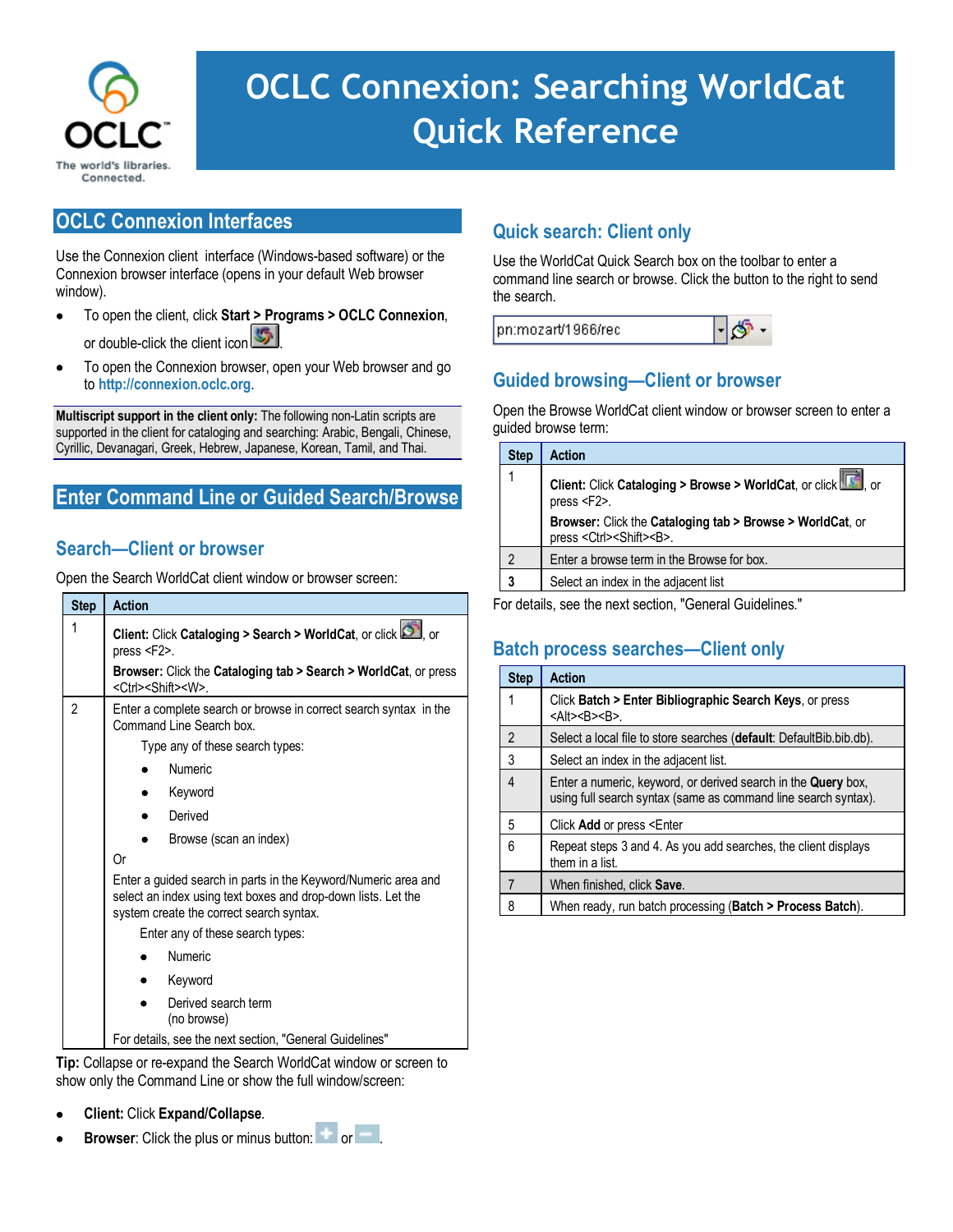# OCLC Connexion: Searching WorldCat Quick Reference

## OCLC Connexion Interfaces

Use the Connexion client interface (Windows-based software) or the Connexion browser interface (opens in your default Web browser window).

- To open the client, click **Start > Programs > OCLC Connexion**, or double-click the client icon .
- To open the Connexion browser, open your Web browser and go to http://connexion.oclc.org.

**Multiscript support in the client only:** The following non-Latin scripts are supported in the client for cataloging and searching: Arabic, Bengali, Chinese, Cyrillic, Devanagari, Greek, Hebrew, Japanese, Korean, Tamil, and Thai.

## Enter Command Line or Guided Search/Browse

### Search—Client or browser

Open the Search WorldCat client window or browser screen:

| Step | Action |
|---|---|
| 1 | **Client:** Click **Cataloging > Search > WorldCat**, or click , or press <F2>.<br>**Browser:** Click the **Cataloging tab > Search > WorldCat**, or press <Ctrl><Shift><W>. |
| 2 | Enter a complete search or browse in correct search syntax in the Command Line Search box.<br>Type any of these search types:<br>• Numeric<br>• Keyword<br>• Derived<br>• Browse (scan an index)<br>Or<br>Enter a guided search in parts in the Keyword/Numeric area and select an index using text boxes and drop-down lists. Let the system create the correct search syntax.<br>Enter any of these search types:<br>• Numeric<br>• Keyword<br>• Derived search term (no browse)<br>For details, see the next section, "General Guidelines" |

**Tip:** Collapse or re-expand the Search WorldCat window or screen to show only the Command Line or show the full window/screen:

- **Client:** Click **Expand/Collapse**.
- **Browser**: Click the plus or minus button:  or .

### Quick search: Client only

Use the WorldCat Quick Search box on the toolbar to enter a command line search or browse. Click the button to the right to send the search.

pn:mozart/1966/rec

### Guided browsing—Client or browser

Open the Browse WorldCat client window or browser screen to enter a guided browse term:

| Step | Action |
|---|---|
| 1 | **Client:** Click **Cataloging > Browse > WorldCat**, or click , or press <F2>.<br>**Browser:** Click the **Cataloging tab > Browse > WorldCat**, or press <Ctrl><Shift><B>. |
| 2 | Enter a browse term in the Browse for box. |
| 3 | Select an index in the adjacent list |

For details, see the next section, "General Guidelines."

### Batch process searches—Client only

| Step | Action |
|---|---|
| 1 | Click **Batch > Enter Bibliographic Search Keys**, or press <Alt><B><B>. |
| 2 | Select a local file to store searches (**default**: DefaultBib.bib.db). |
| 3 | Select an index in the adjacent list. |
| 4 | Enter a numeric, keyword, or derived search in the **Query** box, using full search syntax (same as command line search syntax). |
| 5 | Click **Add** or press <Enter |
| 6 | Repeat steps 3 and 4. As you add searches, the client displays them in a list. |
| 7 | When finished, click **Save**. |
| 8 | When ready, run batch processing (**Batch > Process Batch**). |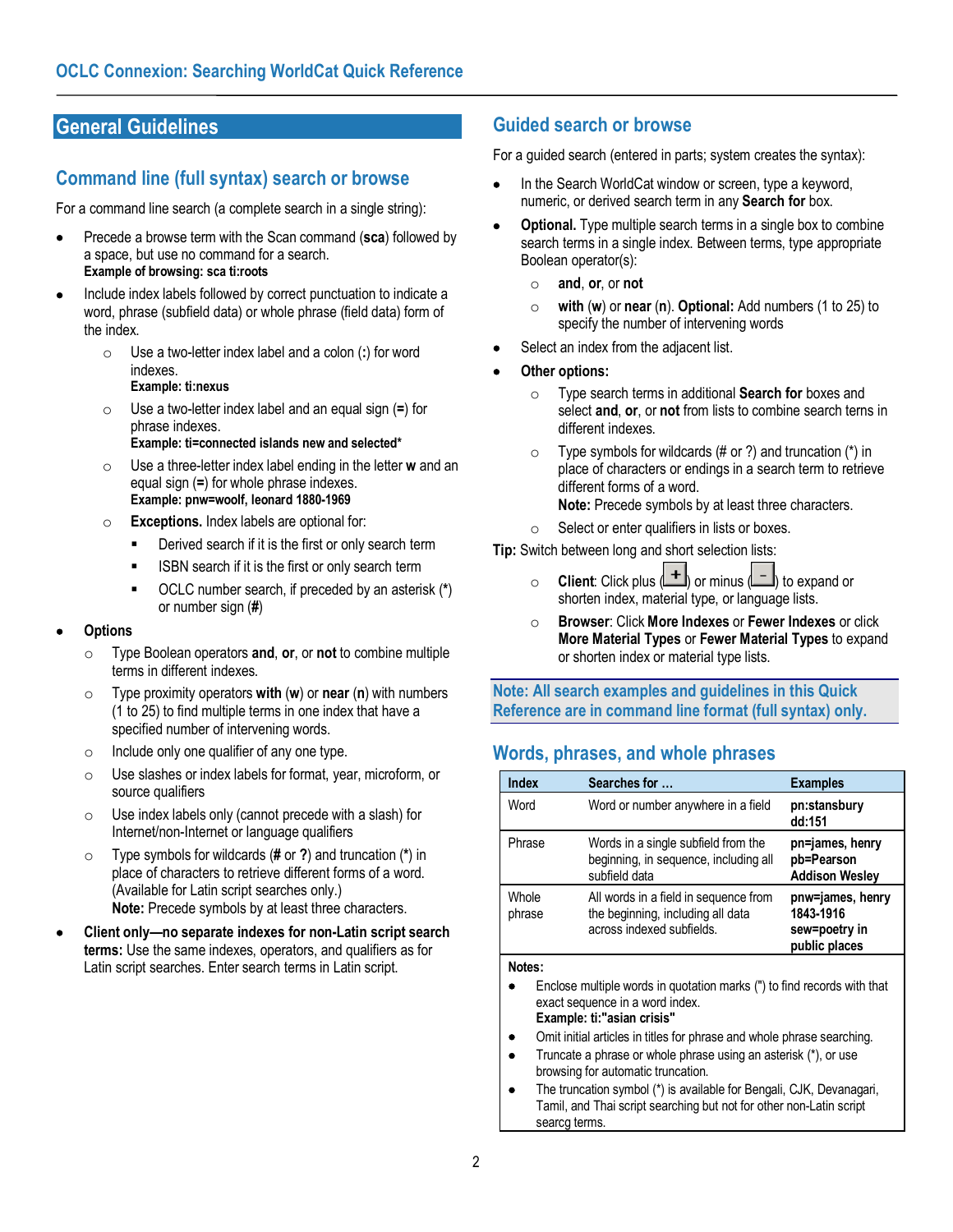## General Guidelines

### Command line (full syntax) search or browse

For a command line search (a complete search in a single string):

- Precede a browse term with the Scan command (**sca**) followed by a space, but use no command for a search.
  **Example of browsing: sca ti:roots**
- Include index labels followed by correct punctuation to indicate a word, phrase (subfield data) or whole phrase (field data) form of the index.
  - Use a two-letter index label and a colon (**:**) for word indexes.
    **Example: ti:nexus**
  - Use a two-letter index label and an equal sign (**=**) for phrase indexes.
    **Example: ti=connected islands new and selected***
  - Use a three-letter index label ending in the letter **w** and an equal sign (**=**) for whole phrase indexes.
    **Example: pnw=woolf, leonard 1880-1969**
  - **Exceptions.** Index labels are optional for:
    - Derived search if it is the first or only search term
    - ISBN search if it is the first or only search term
    - OCLC number search, if preceded by an asterisk (*) or number sign (**#**)
- **Options**
  - Type Boolean operators **and**, **or**, or **not** to combine multiple terms in different indexes.
  - Type proximity operators **with** (**w**) or **near** (**n**) with numbers (1 to 25) to find multiple terms in one index that have a specified number of intervening words.
  - Include only one qualifier of any one type.
  - Use slashes or index labels for format, year, microform, or source qualifiers
  - Use index labels only (cannot precede with a slash) for Internet/non-Internet or language qualifiers
  - Type symbols for wildcards (**#** or **?**) and truncation (**\***) in place of characters to retrieve different forms of a word. (Available for Latin script searches only.)
    **Note:** Precede symbols by at least three characters.
- **Client only—no separate indexes for non-Latin script search terms:** Use the same indexes, operators, and qualifiers as for Latin script searches. Enter search terms in Latin script.

### Guided search or browse

For a guided search (entered in parts; system creates the syntax):

- In the Search WorldCat window or screen, type a keyword, numeric, or derived search term in any **Search for** box.
- **Optional.** Type multiple search terms in a single box to combine search terms in a single index. Between terms, type appropriate Boolean operator(s):
  - **and**, **or**, or **not**
  - **with** (**w**) or **near** (**n**). **Optional:** Add numbers (1 to 25) to specify the number of intervening words
- Select an index from the adjacent list.
- **Other options:**
  - Type search terms in additional **Search for** boxes and select **and**, **or**, or **not** from lists to combine search terns in different indexes.
  - Type symbols for wildcards (# or ?) and truncation (*) in place of characters or endings in a search term to retrieve different forms of a word.
    **Note:** Precede symbols by at least three characters.
  - Select or enter qualifiers in lists or boxes.

**Tip:** Switch between long and short selection lists:

- **Client**: Click plus (+) or minus (–) to expand or shorten index, material type, or language lists.
- **Browser**: Click **More Indexes** or **Fewer Indexes** or click **More Material Types** or **Fewer Material Types** to expand or shorten index or material type lists.

**Note: All search examples and guidelines in this Quick Reference are in command line format (full syntax) only.**

### Words, phrases, and whole phrases

| Index | Searches for ... | Examples |
|---|---|---|
| Word | Word or number anywhere in a field | **pn:stansbury**<br>**dd:151** |
| Phrase | Words in a single subfield from the beginning, in sequence, including all subfield data | **pn=james, henry**<br>**pb=Pearson Addison Wesley** |
| Whole phrase | All words in a field in sequence from the beginning, including all data across indexed subfields. | **pnw=james, henry 1843-1916**<br>**sew=poetry in public places** |

**Notes:**

- Enclose multiple words in quotation marks (") to find records with that exact sequence in a word index.
  **Example: ti:"asian crisis"**
- Omit initial articles in titles for phrase and whole phrase searching.
- Truncate a phrase or whole phrase using an asterisk (*), or use browsing for automatic truncation.
- The truncation symbol (*) is available for Bengali, CJK, Devanagari, Tamil, and Thai script searching but not for other non-Latin script searcg terms.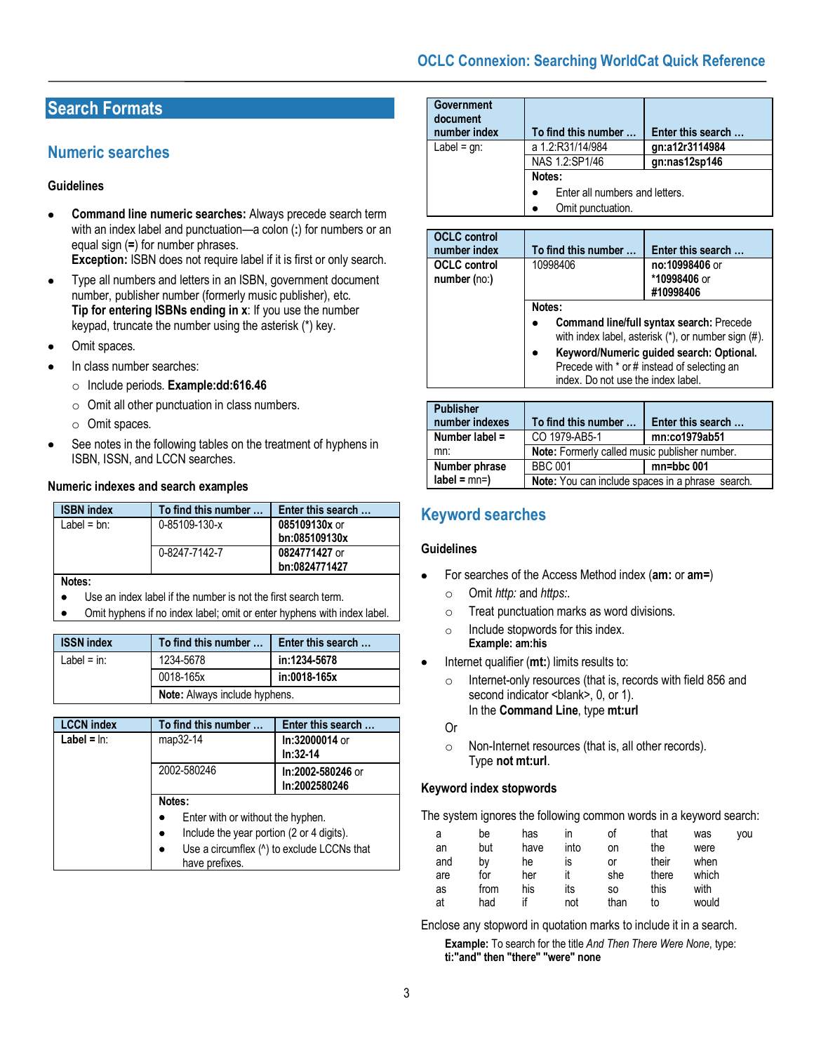## Search Formats

### Numeric searches

#### Guidelines

- **Command line numeric searches:** Always precede search term with an index label and punctuation—a colon (**:**) for numbers or an equal sign (**=**) for number phrases.
  **Exception:** ISBN does not require label if it is first or only search.
- Type all numbers and letters in an ISBN, government document number, publisher number (formerly music publisher), etc.
  **Tip for entering ISBNs ending in x**: If you use the number keypad, truncate the number using the asterisk (*) key.
- Omit spaces.
- In class number searches:
  - Include periods. **Example:dd:616.46**
  - Omit all other punctuation in class numbers.
  - Omit spaces.
- See notes in the following tables on the treatment of hyphens in ISBN, ISSN, and LCCN searches.

#### Numeric indexes and search examples

| ISBN index | To find this number … | Enter this search … |
|---|---|---|
| Label = bn: | 0-85109-130-x | **085109130x** or **bn:085109130x** |
| | 0-8247-7142-7 | **0824771427** or **bn:0824771427** |
| **Notes:** • Use an index label if the number is not the first search term. • Omit hyphens if no index label; omit or enter hyphens with index label. | | |

| ISSN index | To find this number … | Enter this search … |
|---|---|---|
| Label = in: | 1234-5678 | **in:1234-5678** |
| | 0018-165x | **in:0018-165x** |
| | **Note:** Always include hyphens. | |

| LCCN index | To find this number … | Enter this search … |
|---|---|---|
| **Label =** ln: | map32-14 | **ln:32000014** or **ln:32-14** |
| | 2002-580246 | **ln:2002-580246** or **ln:2002580246** |
| | **Notes:** • Enter with or without the hyphen. • Include the year portion (2 or 4 digits). • Use a circumflex (^) to exclude LCCNs that have prefixes. | |

| Government document number index | To find this number … | Enter this search … |
|---|---|---|
| Label = gn: | a 1.2:R31/14/984 | **gn:a12r3114984** |
| | NAS 1.2:SP1/46 | **gn:nas12sp146** |
| | **Notes:** • Enter all numbers and letters. • Omit punctuation. | |

| OCLC control number index | To find this number … | Enter this search … |
|---|---|---|
| **OCLC control number** (no:) | 10998406 | **no:10998406** or **\*10998406** or **#10998406** |
| | **Notes:** • **Command line/full syntax search:** Precede with index label, asterisk (*), or number sign (#). • **Keyword/Numeric guided search: Optional.** Precede with * or # instead of selecting an index. Do not use the index label. | |

| Publisher number indexes | To find this number … | Enter this search … |
|---|---|---|
| **Number label =** mn: | CO 1979-AB5-1 | **mn:co1979ab51** |
| | **Note:** Formerly called music publisher number. | |
| **Number phrase label =** mn=) | BBC 001 | **mn=bbc 001** |
| | **Note:** You can include spaces in a phrase search. | |

### Keyword searches

#### Guidelines

- For searches of the Access Method index (**am:** or **am=**)
  - Omit *http:* and *https:*.
  - Treat punctuation marks as word divisions.
  - Include stopwords for this index.
    **Example: am:his**
- Internet qualifier (**mt:**) limits results to:
  - Internet-only resources (that is, records with field 856 and second indicator <blank>, 0, or 1).
    In the **Command Line**, type **mt:url**

  Or

  - Non-Internet resources (that is, all other records).
    Type **not mt:url**.

#### Keyword index stopwords

The system ignores the following common words in a keyword search:

| | | | | | | | |
|---|---|---|---|---|---|---|---|
| a | be | has | in | of | that | was | you |
| an | but | have | into | on | the | were | |
| and | by | he | is | or | their | when | |
| are | for | her | it | she | there | which | |
| as | from | his | its | so | this | with | |
| at | had | if | not | than | to | would | |

Enclose any stopword in quotation marks to include it in a search.

**Example:** To search for the title *And Then There Were None*, type:
**ti:"and" then "there" "were" none**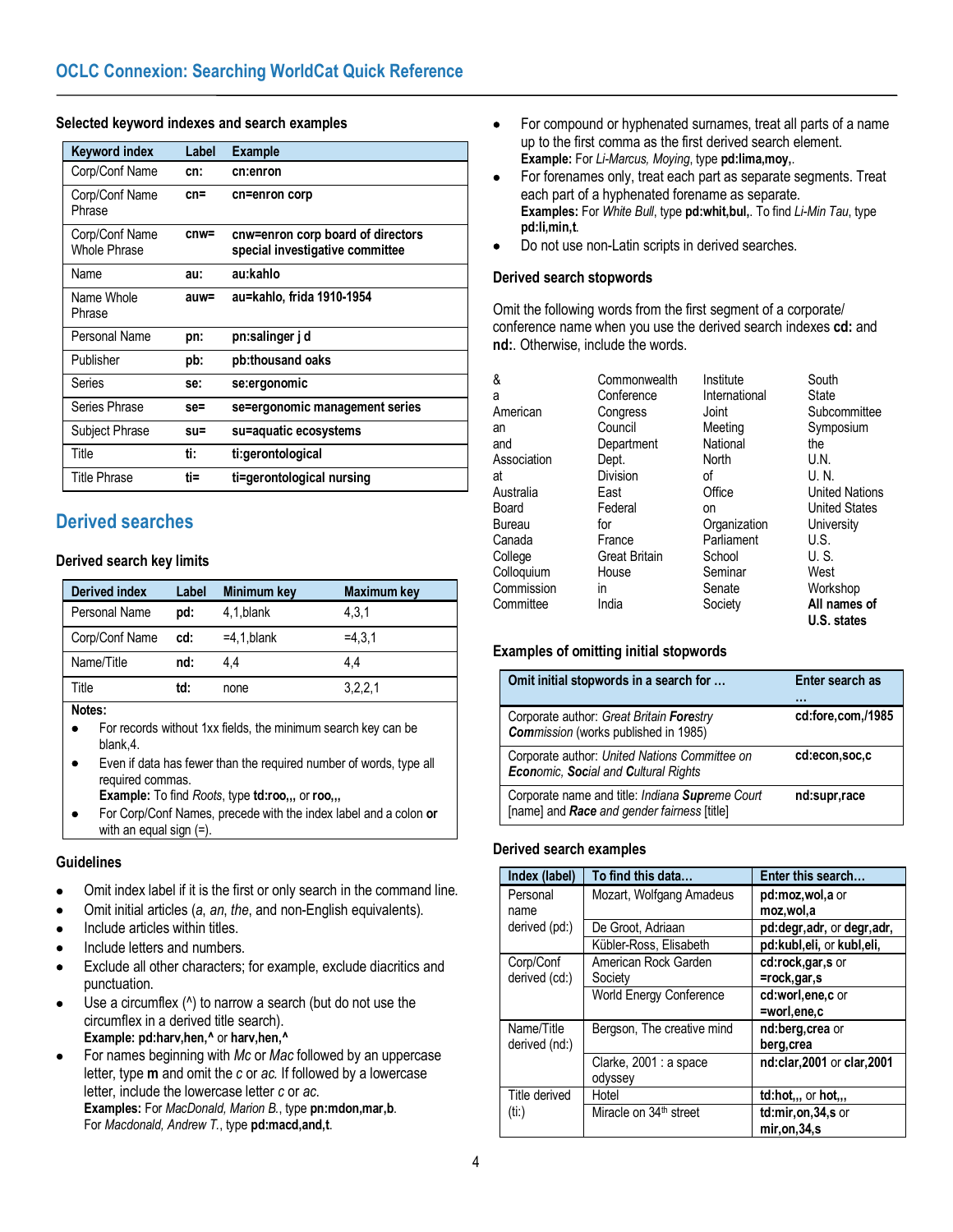## OCLC Connexion: Searching WorldCat Quick Reference

### Selected keyword indexes and search examples

| Keyword index | Label | Example |
|---|---|---|
| Corp/Conf Name | **cn:** | **cn:enron** |
| Corp/Conf Name Phrase | **cn=** | **cn=enron corp** |
| Corp/Conf Name Whole Phrase | **cnw=** | **cnw=enron corp board of directors special investigative committee** |
| Name | **au:** | **au:kahlo** |
| Name Whole Phrase | **auw=** | **au=kahlo, frida 1910-1954** |
| Personal Name | **pn:** | **pn:salinger j d** |
| Publisher | **pb:** | **pb:thousand oaks** |
| Series | **se:** | **se:ergonomic** |
| Series Phrase | **se=** | **se=ergonomic management series** |
| Subject Phrase | **su=** | **su=aquatic ecosystems** |
| Title | **ti:** | **ti:gerontological** |
| Title Phrase | **ti=** | **ti=gerontological nursing** |

## Derived searches

### Derived search key limits

| Derived index | Label | Minimum key | Maximum key |
|---|---|---|---|
| Personal Name | **pd:** | 4,1,blank | 4,3,1 |
| Corp/Conf Name | **cd:** | =4,1,blank | =4,3,1 |
| Name/Title | **nd:** | 4,4 | 4,4 |
| Title | **td:** | none | 3,2,2,1 |

**Notes:**

- For records without 1xx fields, the minimum search key can be blank,4.
- Even if data has fewer than the required number of words, type all required commas.
  **Example:** To find *Roots*, type **td:roo,,,** or **roo,,,**
- For Corp/Conf Names, precede with the index label and a colon **or** with an equal sign (=).

### Guidelines

- Omit index label if it is the first or only search in the command line.
- Omit initial articles (*a*, *an*, *the*, and non-English equivalents).
- Include articles within titles.
- Include letters and numbers.
- Exclude all other characters; for example, exclude diacritics and punctuation.
- Use a circumflex (^) to narrow a search (but do not use the circumflex in a derived title search).
  **Example: pd:harv,hen,^** or **harv,hen,^**
- For names beginning with *Mc* or *Mac* followed by an uppercase letter, type **m** and omit the *c* or *ac.* If followed by a lowercase letter, include the lowercase letter *c* or *ac*.
  **Examples:** For *MacDonald, Marion B.*, type **pn:mdon,mar,b**.
  For *Macdonald, Andrew T.*, type **pd:macd,and,t**.
- For compound or hyphenated surnames, treat all parts of a name up to the first comma as the first derived search element.
  **Example:** For *Li-Marcus, Moying*, type **pd:lima,moy,**.
- For forenames only, treat each part as separate segments. Treat each part of a hyphenated forename as separate.
  **Examples:** For *White Bull*, type **pd:whit,bul,**. To find *Li-Min Tau*, type **pd:li,min,t**.
- Do not use non-Latin scripts in derived searches.

### Derived search stopwords

Omit the following words from the first segment of a corporate/conference name when you use the derived search indexes **cd:** and **nd:**. Otherwise, include the words.

&
a
American
an
and
Association
at
Australia
Board
Bureau
Canada
College
Colloquium
Commission
Committee
Commonwealth
Conference
Congress
Council
Department
Dept.
Division
East
Federal
for
France
Great Britain
House
in
India
Institute
International
Joint
Meeting
National
North
of
Office
on
Organization
Parliament
School
Seminar
Senate
Society
South
State
Subcommittee
Symposium
the
U.N.
U. N.
United Nations
United States
University
U.S.
U. S.
West
Workshop
**All names of U.S. states**

### Examples of omitting initial stopwords

| Omit initial stopwords in a search for … | Enter search as … |
|---|---|
| Corporate author: *Great Britain* ***Fore****stry* ***Com****mission* (works published in 1985) | **cd:fore,com,/1985** |
| Corporate author: *United Nations Committee on* ***Econ****omic,* ***Soc****ial and* ***C****ultural Rights* | **cd:econ,soc,c** |
| Corporate name and title: *Indiana* ***Supr****eme Court* [name] and ***Race*** *and gender fairness* [title] | **nd:supr,race** |

### Derived search examples

| Index (label) | To find this data… | Enter this search… |
|---|---|---|
| Personal name derived (pd:) | Mozart, Wolfgang Amadeus | **pd:moz,wol,a** or **moz,wol,a** |
| | De Groot, Adriaan | **pd:degr,adr,** or **degr,adr,** |
| | Kübler-Ross, Elisabeth | **pd:kubl,eli,** or **kubl,eli,** |
| Corp/Conf derived (cd:) | American Rock Garden Society | **cd:rock,gar,s** or **=rock,gar,s** |
| | World Energy Conference | **cd:worl,ene,c** or **=worl,ene,c** |
| Name/Title derived (nd:) | Bergson, The creative mind | **nd:berg,crea** or **berg,crea** |
| | Clarke, 2001 : a space odyssey | **nd:clar,2001** or **clar,2001** |
| Title derived (ti:) | Hotel | **td:hot,,,** or **hot,,,** |
| | Miracle on 34th street | **td:mir,on,34,s** or **mir,on,34,s** |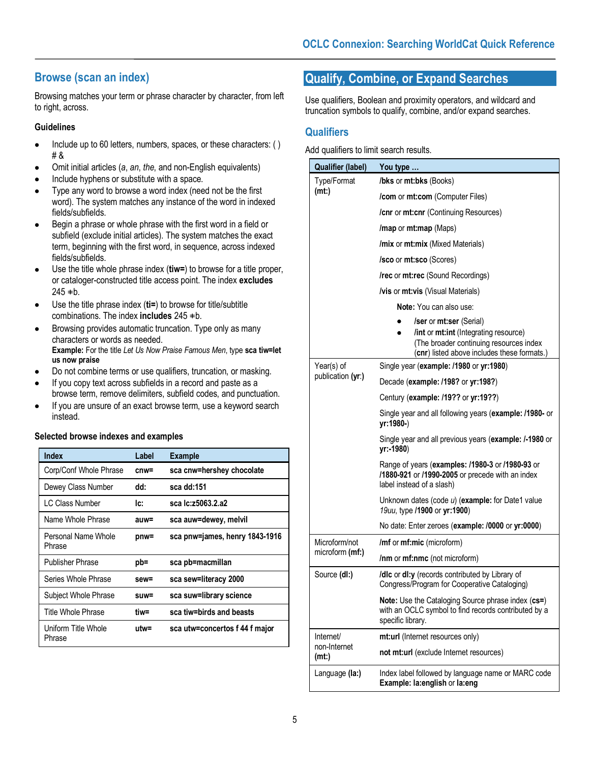## Browse (scan an index)

Browsing matches your term or phrase character by character, from left to right, across.

### Guidelines

- Include up to 60 letters, numbers, spaces, or these characters: ( ) # &
- Omit initial articles (*a*, *an*, *the*, and non-English equivalents)
- Include hyphens or substitute with a space.
- Type any word to browse a word index (need not be the first word). The system matches any instance of the word in indexed fields/subfields.
- Begin a phrase or whole phrase with the first word in a field or subfield (exclude initial articles). The system matches the exact term, beginning with the first word, in sequence, across indexed fields/subfields.
- Use the title whole phrase index (**tiw=**) to browse for a title proper, or cataloger-constructed title access point. The index **excludes** 245 ǂb.
- Use the title phrase index (**ti=**) to browse for title/subtitle combinations. The index **includes** 245 ǂb.
- Browsing provides automatic truncation. Type only as many characters or words as needed.
  **Example:** For the title *Let Us Now Praise Famous Men*, type **sca tiw=let us now praise**
- Do not combine terms or use qualifiers, truncation, or masking.
- If you copy text across subfields in a record and paste as a browse term, remove delimiters, subfield codes, and punctuation.
- If you are unsure of an exact browse term, use a keyword search instead.

### Selected browse indexes and examples

| Index | Label | Example |
|---|---|---|
| Corp/Conf Whole Phrase | cnw= | sca cnw=hershey chocolate |
| Dewey Class Number | dd: | sca dd:151 |
| LC Class Number | lc: | sca lc:z5063.2.a2 |
| Name Whole Phrase | auw= | sca auw=dewey, melvil |
| Personal Name Whole Phrase | pnw= | sca pnw=james, henry 1843-1916 |
| Publisher Phrase | pb= | sca pb=macmillan |
| Series Whole Phrase | sew= | sca sew=literacy 2000 |
| Subject Whole Phrase | suw= | sca suw=library science |
| Title Whole Phrase | tiw= | sca tiw=birds and beasts |
| Uniform Title Whole Phrase | utw= | sca utw=concertos f 44 f major |

## Qualify, Combine, or Expand Searches

Use qualifiers, Boolean and proximity operators, and wildcard and truncation symbols to qualify, combine, and/or expand searches.

### Qualifiers

Add qualifiers to limit search results.

| Qualifier (label) | You type … |
|---|---|
| Type/Format **(mt:)** | **/bks** or **mt:bks** (Books)<br>**/com** or **mt:com** (Computer Files)<br>**/cnr** or **mt:cnr** (Continuing Resources)<br>**/map** or **mt:map** (Maps)<br>**/mix** or **mt:mix** (Mixed Materials)<br>**/sco** or **mt:sco** (Scores)<br>**/rec** or **mt:rec** (Sound Recordings)<br>**/vis** or **mt:vis** (Visual Materials)<br>**Note:** You can also use:<br>• **/ser** or **mt:ser** (Serial)<br>• **/int** or **mt:int** (Integrating resource)<br>(The broader continuing resources index (**cnr**) listed above includes these formats.) |
| Year(s) of publication (**yr:**) | Single year (**example: /1980** or **yr:1980**)<br>Decade (**example: /198?** or **yr:198?**)<br>Century (**example: /19??** or **yr:19??**)<br>Single year and all following years (**example: /1980-** or **yr:1980-**)<br>Single year and all previous years (**example: /-1980** or **yr:-1980**)<br>Range of years (**examples: /1980-3** or **/1980-93** or **/1880-921** or **/1990-2005** or precede with an index label instead of a slash)<br>Unknown dates (code *u*) (**example:** for Date1 value *19uu*, type **/1900** or **yr:1900**)<br>No date: Enter zeroes (**example: /0000** or **yr:0000**) |
| Microform/not microform (**mf:**) | **/mf** or **mf:mic** (microform)<br>**/nm** or **mf:nmc** (not microform) |
| Source (**dl:**) | **/dlc** or **dl:y** (records contributed by Library of Congress/Program for Cooperative Cataloging)<br>**Note:** Use the Cataloging Source phrase index (**cs=**) with an OCLC symbol to find records contributed by a specific library. |
| Internet/ non-Internet **(mt:)** | **mt:url** (Internet resources only)<br>**not mt:url** (exclude Internet resources) |
| Language **(la:)** | Index label followed by language name or MARC code<br>**Example: la:english** or **la:eng** |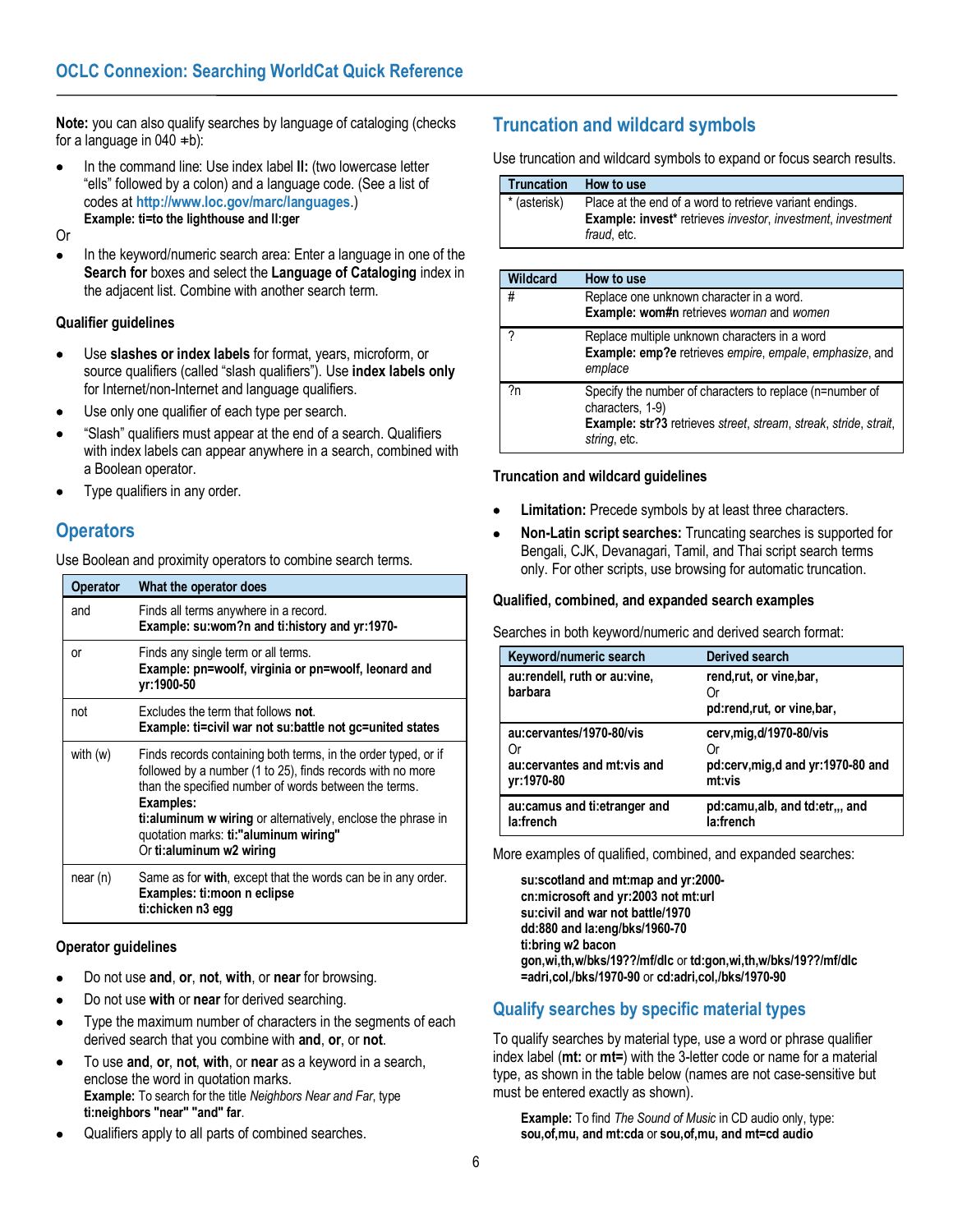## OCLC Connexion: Searching WorldCat Quick Reference

**Note:** you can also qualify searches by language of cataloging (checks for a language in 040 ǂb):

- In the command line: Use index label **ll:** (two lowercase letter "ells" followed by a colon) and a language code. (See a list of codes at **http://www.loc.gov/marc/languages**.)
  **Example: ti=to the lighthouse and ll:ger**

Or

- In the keyword/numeric search area: Enter a language in one of the **Search for** boxes and select the **Language of Cataloging** index in the adjacent list. Combine with another search term.

### Qualifier guidelines

- Use **slashes or index labels** for format, years, microform, or source qualifiers (called "slash qualifiers"). Use **index labels only** for Internet/non-Internet and language qualifiers.
- Use only one qualifier of each type per search.
- "Slash" qualifiers must appear at the end of a search. Qualifiers with index labels can appear anywhere in a search, combined with a Boolean operator.
- Type qualifiers in any order.

## Operators

Use Boolean and proximity operators to combine search terms.

| Operator | What the operator does |
|---|---|
| and | Finds all terms anywhere in a record.<br>**Example: su:wom?n and ti:history and yr:1970-** |
| or | Finds any single term or all terms.<br>**Example: pn=woolf, virginia or pn=woolf, leonard and yr:1900-50** |
| not | Excludes the term that follows **not**.<br>**Example: ti=civil war not su:battle not gc=united states** |
| with (w) | Finds records containing both terms, in the order typed, or if followed by a number (1 to 25), finds records with no more than the specified number of words between the terms.<br>**Examples:**<br>**ti:aluminum w wiring** or alternatively, enclose the phrase in quotation marks: **ti:"aluminum wiring"**<br>Or **ti:aluminum w2 wiring** |
| near (n) | Same as for **with**, except that the words can be in any order.<br>**Examples: ti:moon n eclipse**<br>**ti:chicken n3 egg** |

### Operator guidelines

- Do not use **and**, **or**, **not**, **with**, or **near** for browsing.
- Do not use **with** or **near** for derived searching.
- Type the maximum number of characters in the segments of each derived search that you combine with **and**, **or**, or **not**.
- To use **and**, **or**, **not**, **with**, or **near** as a keyword in a search, enclose the word in quotation marks.
  **Example:** To search for the title *Neighbors Near and Far*, type **ti:neighbors "near" "and" far**.
- Qualifiers apply to all parts of combined searches.

## Truncation and wildcard symbols

Use truncation and wildcard symbols to expand or focus search results.

| Truncation | How to use |
|---|---|
| * (asterisk) | Place at the end of a word to retrieve variant endings.<br>**Example: invest*** retrieves *investor*, *investment*, *investment fraud*, etc. |

| Wildcard | How to use |
|---|---|
| # | Replace one unknown character in a word.<br>**Example: wom#n** retrieves *woman* and *women* |
| ? | Replace multiple unknown characters in a word<br>**Example: emp?e** retrieves *empire*, *empale*, *emphasize*, and *emplace* |
| ?n | Specify the number of characters to replace (n=number of characters, 1-9)<br>**Example: str?3** retrieves *street*, *stream*, *streak*, *stride*, *strait*, *string*, etc. |

### Truncation and wildcard guidelines

- **Limitation:** Precede symbols by at least three characters.
- **Non-Latin script searches:** Truncating searches is supported for Bengali, CJK, Devanagari, Tamil, and Thai script search terms only. For other scripts, use browsing for automatic truncation.

### Qualified, combined, and expanded search examples

Searches in both keyword/numeric and derived search format:

| Keyword/numeric search | Derived search |
|---|---|
| **au:rendell, ruth or au:vine, barbara** | **rend,rut, or vine,bar,**<br>Or<br>**pd:rend,rut, or vine,bar,** |
| **au:cervantes/1970-80/vis**<br>Or<br>**au:cervantes and mt:vis and yr:1970-80** | **cerv,mig,d/1970-80/vis**<br>Or<br>**pd:cerv,mig,d and yr:1970-80 and mt:vis** |
| **au:camus and ti:etranger and la:french** | **pd:camu,alb, and td:etr,,, and la:french** |

More examples of qualified, combined, and expanded searches:

**su:scotland and mt:map and yr:2000-**
**cn:microsoft and yr:2003 not mt:url**
**su:civil and war not battle/1970**
**dd:880 and la:eng/bks/1960-70**
**ti:bring w2 bacon**
**gon,wi,th,w/bks/19??/mf/dlc** or **td:gon,wi,th,w/bks/19??/mf/dlc**
**=adri,col,/bks/1970-90** or **cd:adri,col,/bks/1970-90**

## Qualify searches by specific material types

To qualify searches by material type, use a word or phrase qualifier index label (**mt:** or **mt=**) with the 3-letter code or name for a material type, as shown in the table below (names are not case-sensitive but must be entered exactly as shown).

**Example:** To find *The Sound of Music* in CD audio only, type: **sou,of,mu, and mt:cda** or **sou,of,mu, and mt=cd audio**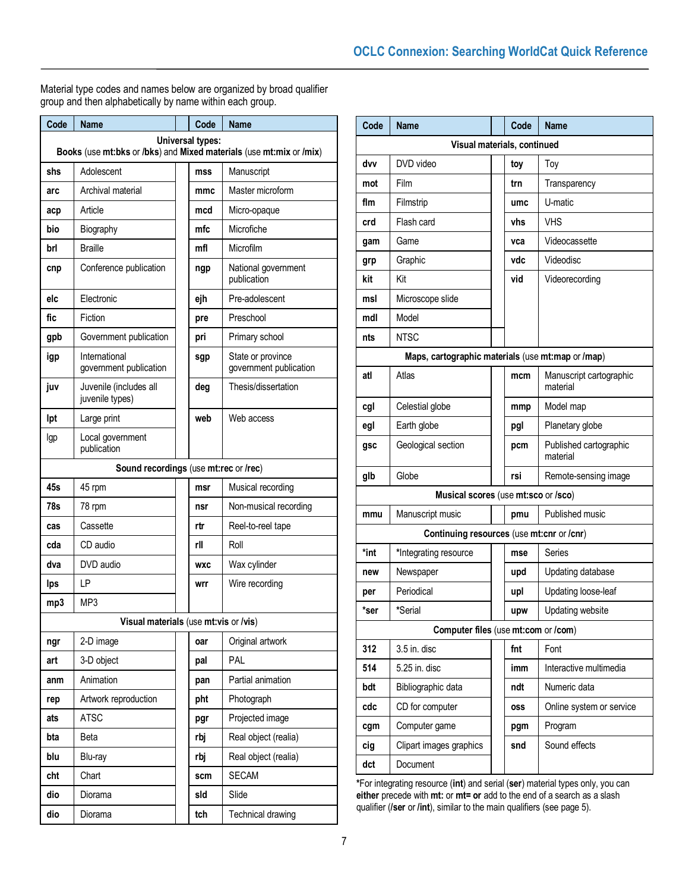Material type codes and names below are organized by broad qualifier group and then alphabetically by name within each group.

| Code | Name | Code | Name |
|---|---|---|---|
| **Universal types: Books** (use **mt:bks** or **/bks**) and **Mixed materials** (use **mt:mix** or **/mix**) | | | |
| **shs** | Adolescent | **mss** | Manuscript |
| **arc** | Archival material | **mmc** | Master microform |
| **acp** | Article | **mcd** | Micro-opaque |
| **bio** | Biography | **mfc** | Microfiche |
| **brl** | Braille | **mfl** | Microfilm |
| **cnp** | Conference publication | **ngp** | National government publication |
| **elc** | Electronic | **ejh** | Pre-adolescent |
| **fic** | Fiction | **pre** | Preschool |
| **gpb** | Government publication | **pri** | Primary school |
| **igp** | International government publication | **sgp** | State or province government publication |
| **juv** | Juvenile (includes all juvenile types) | **deg** | Thesis/dissertation |
| **lpt** | Large print | **web** | Web access |
| lgp | Local government publication | | |
| **Sound recordings** (use **mt:rec** or **/rec**) | | | |
| **45s** | 45 rpm | **msr** | Musical recording |
| **78s** | 78 rpm | **nsr** | Non-musical recording |
| **cas** | Cassette | **rtr** | Reel-to-reel tape |
| **cda** | CD audio | **rll** | Roll |
| **dva** | DVD audio | **wxc** | Wax cylinder |
| **lps** | LP | **wrr** | Wire recording |
| **mp3** | MP3 | | |
| **Visual materials** (use **mt:vis** or **/vis**) | | | |
| **ngr** | 2-D image | **oar** | Original artwork |
| **art** | 3-D object | **pal** | PAL |
| **anm** | Animation | **pan** | Partial animation |
| **rep** | Artwork reproduction | **pht** | Photograph |
| **ats** | ATSC | **pgr** | Projected image |
| **bta** | Beta | **rbj** | Real object (realia) |
| **blu** | Blu-ray | **rbj** | Real object (realia) |
| **cht** | Chart | **scm** | SECAM |
| **dio** | Diorama | **sld** | Slide |
| **dio** | Diorama | **tch** | Technical drawing |

| Code | Name | Code | Name |
|---|---|---|---|
| **Visual materials, continued** | | | |
| **dvv** | DVD video | **toy** | Toy |
| **mot** | Film | **trn** | Transparency |
| **flm** | Filmstrip | **umc** | U-matic |
| **crd** | Flash card | **vhs** | VHS |
| **gam** | Game | **vca** | Videocassette |
| **grp** | Graphic | **vdc** | Videodisc |
| **kit** | Kit | **vid** | Videorecording |
| **msl** | Microscope slide | | |
| **mdl** | Model | | |
| **nts** | NTSC | | |
| **Maps, cartographic materials** (use **mt:map** or **/map**) | | | |
| **atl** | Atlas | **mcm** | Manuscript cartographic material |
| **cgl** | Celestial globe | **mmp** | Model map |
| **egl** | Earth globe | **pgl** | Planetary globe |
| **gsc** | Geological section | **pcm** | Published cartographic material |
| **glb** | Globe | **rsi** | Remote-sensing image |
| **Musical scores** (use **mt:sco** or **/sco**) | | | |
| **mmu** | Manuscript music | **pmu** | Published music |
| **Continuing resources** (use **mt:cnr** or **/cnr**) | | | |
| ***int** | *Integrating resource | **mse** | Series |
| **new** | Newspaper | **upd** | Updating database |
| **per** | Periodical | **upl** | Updating loose-leaf |
| ***ser** | *Serial | **upw** | Updating website |
| **Computer files** (use **mt:com** or **/com**) | | | |
| **312** | 3.5 in. disc | **fnt** | Font |
| **514** | 5.25 in. disc | **imm** | Interactive multimedia |
| **bdt** | Bibliographic data | **ndt** | Numeric data |
| **cdc** | CD for computer | **oss** | Online system or service |
| **cgm** | Computer game | **pgm** | Program |
| **cig** | Clipart images graphics | **snd** | Sound effects |
| **dct** | Document | | |

*For integrating resource (**int**) and serial (**ser**) material types only, you can **either** precede with **mt:** or **mt= or** add to the end of a search as a slash qualifier (**/ser** or **/int**), similar to the main qualifiers (see page 5).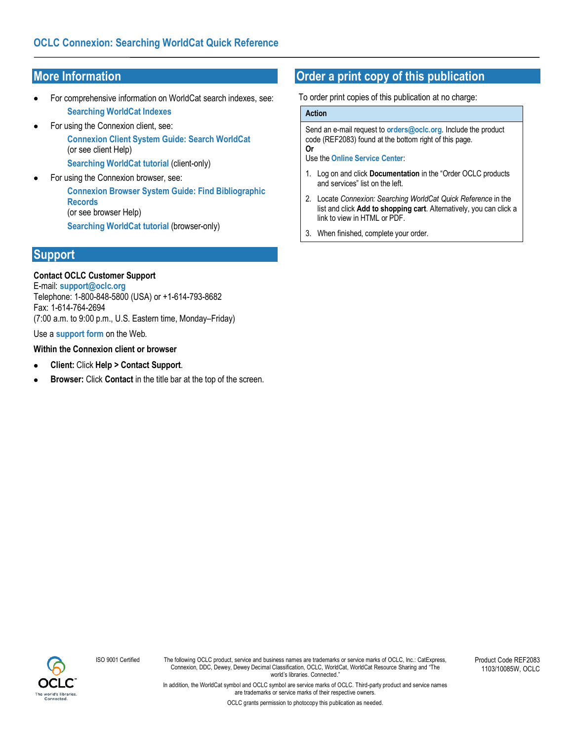## More Information

- For comprehensive information on WorldCat search indexes, see:

  **Searching WorldCat Indexes**

- For using the Connexion client, see:

  **Connexion Client System Guide: Search WorldCat**
  (or see client Help)

  **Searching WorldCat tutorial** (client-only)

- For using the Connexion browser, see:

  **Connexion Browser System Guide: Find Bibliographic Records**
  (or see browser Help)

  **Searching WorldCat tutorial** (browser-only)

## Support

**Contact OCLC Customer Support**
E-mail: **support@oclc.org**
Telephone: 1-800-848-5800 (USA) or +1-614-793-8682
Fax: 1-614-764-2694
(7:00 a.m. to 9:00 p.m., U.S. Eastern time, Monday–Friday)

Use a **support form** on the Web.

**Within the Connexion client or browser**

- **Client:** Click **Help > Contact Support**.
- **Browser:** Click **Contact** in the title bar at the top of the screen.

## Order a print copy of this publication

To order print copies of this publication at no charge:

| Action |
| --- |
| Send an e-mail request to **orders@oclc.org**. Include the product code (REF2083) found at the bottom right of this page.<br>**Or**<br>Use the **Online Service Center**:<br>1. Log on and click **Documentation** in the "Order OCLC products and services" list on the left.<br>2. Locate *Connexion: Searching WorldCat Quick Reference* in the list and click **Add to shopping cart**. Alternatively, you can click a link to view in HTML or PDF.<br>3. When finished, complete your order. |

ISO 9001 Certified

The following OCLC product, service and business names are trademarks or service marks of OCLC, Inc.: CatExpress, Connexion, DDC, Dewey, Dewey Decimal Classification, OCLC, WorldCat, WorldCat Resource Sharing and "The world's libraries. Connected."

In addition, the WorldCat symbol and OCLC symbol are service marks of OCLC. Third-party product and service names are trademarks or service marks of their respective owners.

OCLC grants permission to photocopy this publication as needed.

Product Code REF2083
1103/10085W, OCLC